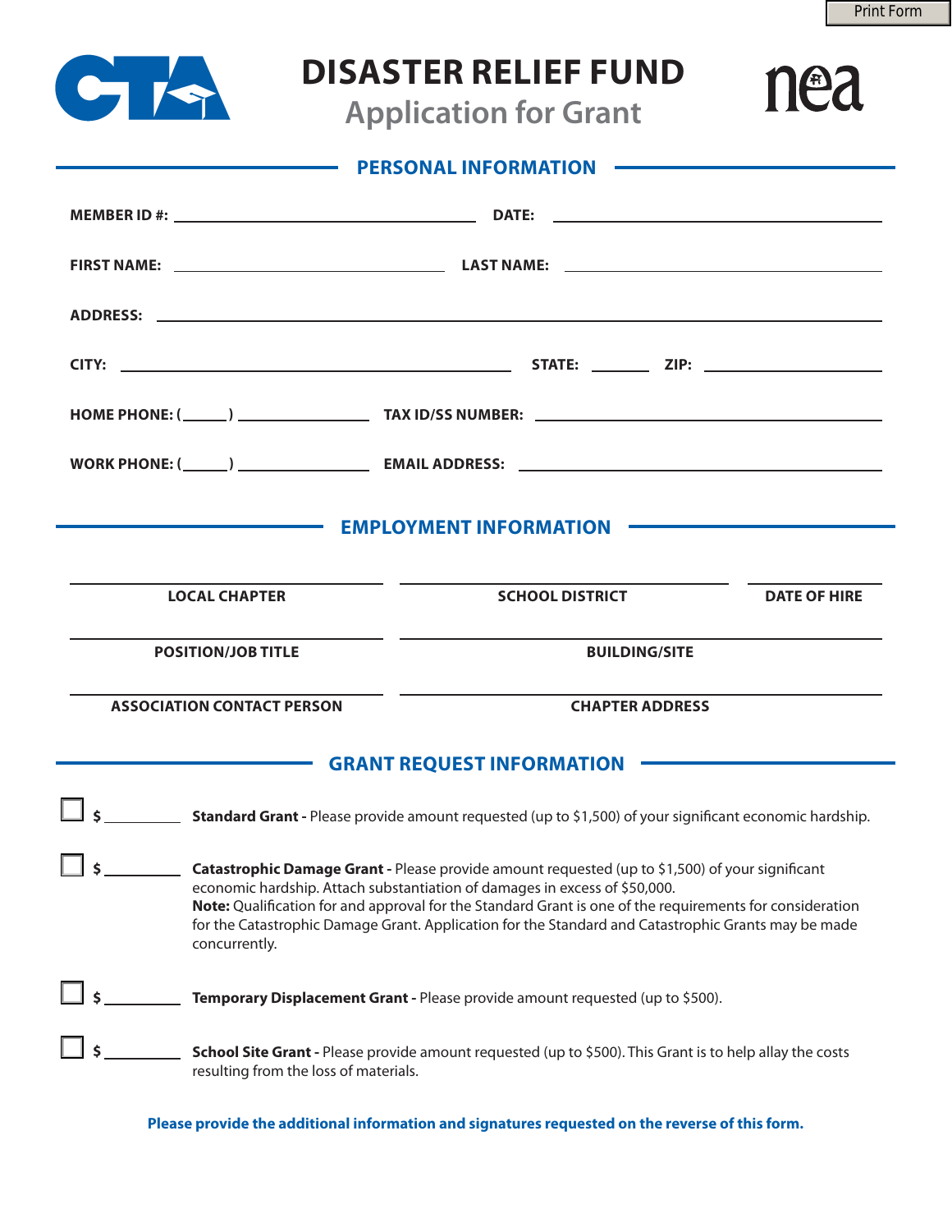# DISASTER RELIEF FUND

## Application for Grant

## PERSONAL INFORMATION

**MEMBER ID #:** ______________________ **DATE:** ______________________

**FIRST NAME:** ______________________ **LAST NAME:** ______________________

**ADDRESS:** ____________________________________________

**CITY:** ______________________ **STATE:** ________ **ZIP:** ______________

**HOME PHONE: (_____)** ______________ **TAX ID/SS NUMBER:** ______________________

**WORK PHONE: (_____)** ______________ **EMAIL ADDRESS:** ______________________

## EMPLOYMENT INFORMATION

| LOCAL CHAPTER | SCHOOL DISTRICT | DATE OF HIRE |
|---|---|---|
| | | |

| POSITION/JOB TITLE | BUILDING/SITE |
|---|---|
| | |

| ASSOCIATION CONTACT PERSON | CHAPTER ADDRESS |
|---|---|
| | |

## GRANT REQUEST INFORMATION

☐ $ ________ **Standard Grant -** Please provide amount requested (up to $1,500) of your significant economic hardship.

☐ $ ________ **Catastrophic Damage Grant -** Please provide amount requested (up to $1,500) of your significant economic hardship. Attach substantiation of damages in excess of $50,000.
**Note:** Qualification for and approval for the Standard Grant is one of the requirements for consideration for the Catastrophic Damage Grant. Application for the Standard and Catastrophic Grants may be made concurrently.

☐ $ ________ **Temporary Displacement Grant -** Please provide amount requested (up to $500).

☐ $ ________ **School Site Grant -** Please provide amount requested (up to $500). This Grant is to help allay the costs resulting from the loss of materials.

**Please provide the additional information and signatures requested on the reverse of this form.**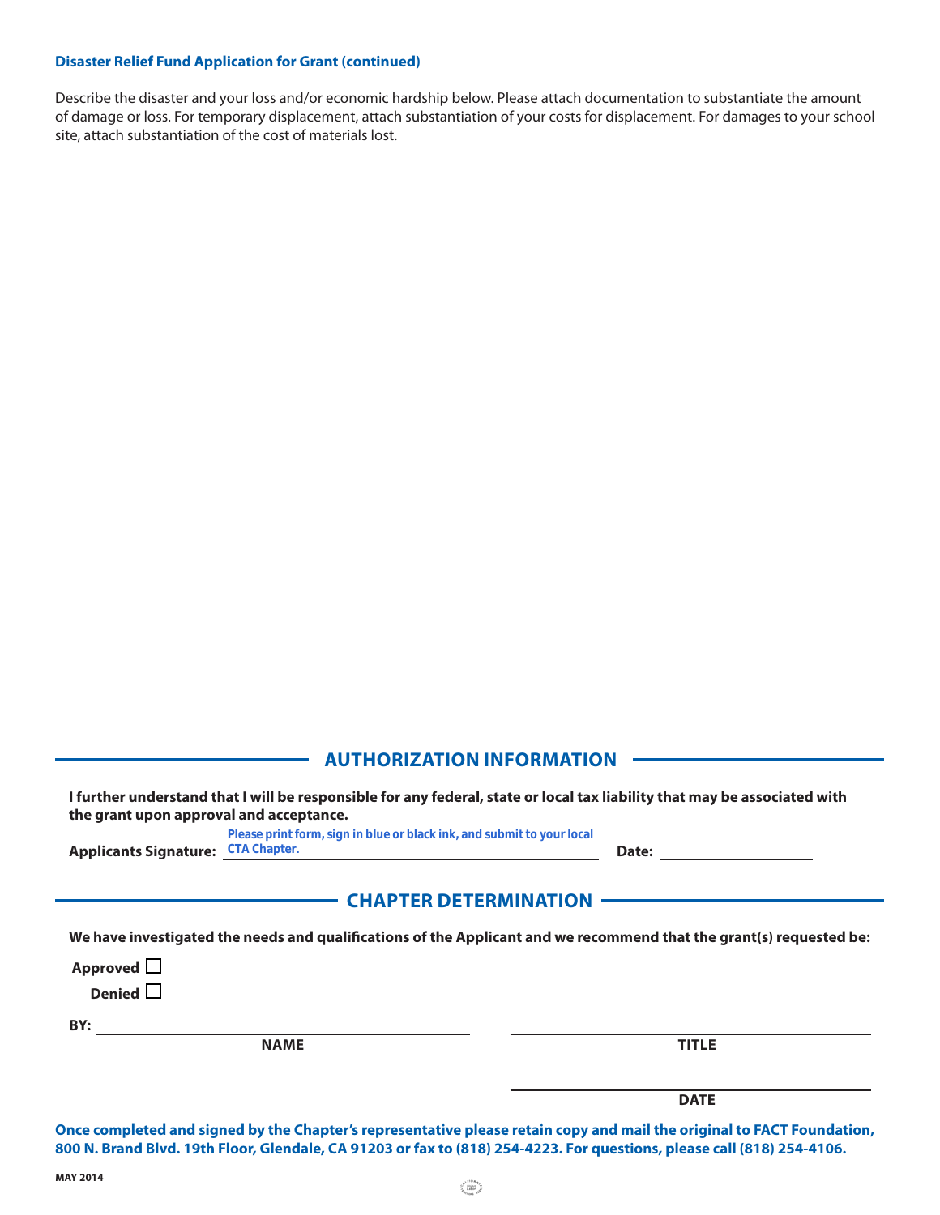**Disaster Relief Fund Application for Grant (continued)**

Describe the disaster and your loss and/or economic hardship below. Please attach documentation to substantiate the amount of damage or loss. For temporary displacement, attach substantiation of your costs for displacement. For damages to your school site, attach substantiation of the cost of materials lost.

## AUTHORIZATION INFORMATION

**I further understand that I will be responsible for any federal, state or local tax liability that may be associated with the grant upon approval and acceptance.**

**Applicants Signature:** Please print form, sign in blue or black ink, and submit to your local CTA Chapter. ______________________ **Date:** ______________

## CHAPTER DETERMINATION

**We have investigated the needs and qualifications of the Applicant and we recommend that the grant(s) requested be:**

**Approved** ☐

**Denied** ☐

**BY:** ______________________ ______________________

**NAME** **TITLE**

______________________

**DATE**

**Once completed and signed by the Chapter's representative please retain copy and mail the original to FACT Foundation, 800 N. Brand Blvd. 19th Floor, Glendale, CA 91203 or fax to (818) 254-4223. For questions, please call (818) 254-4106.**

MAY 2014